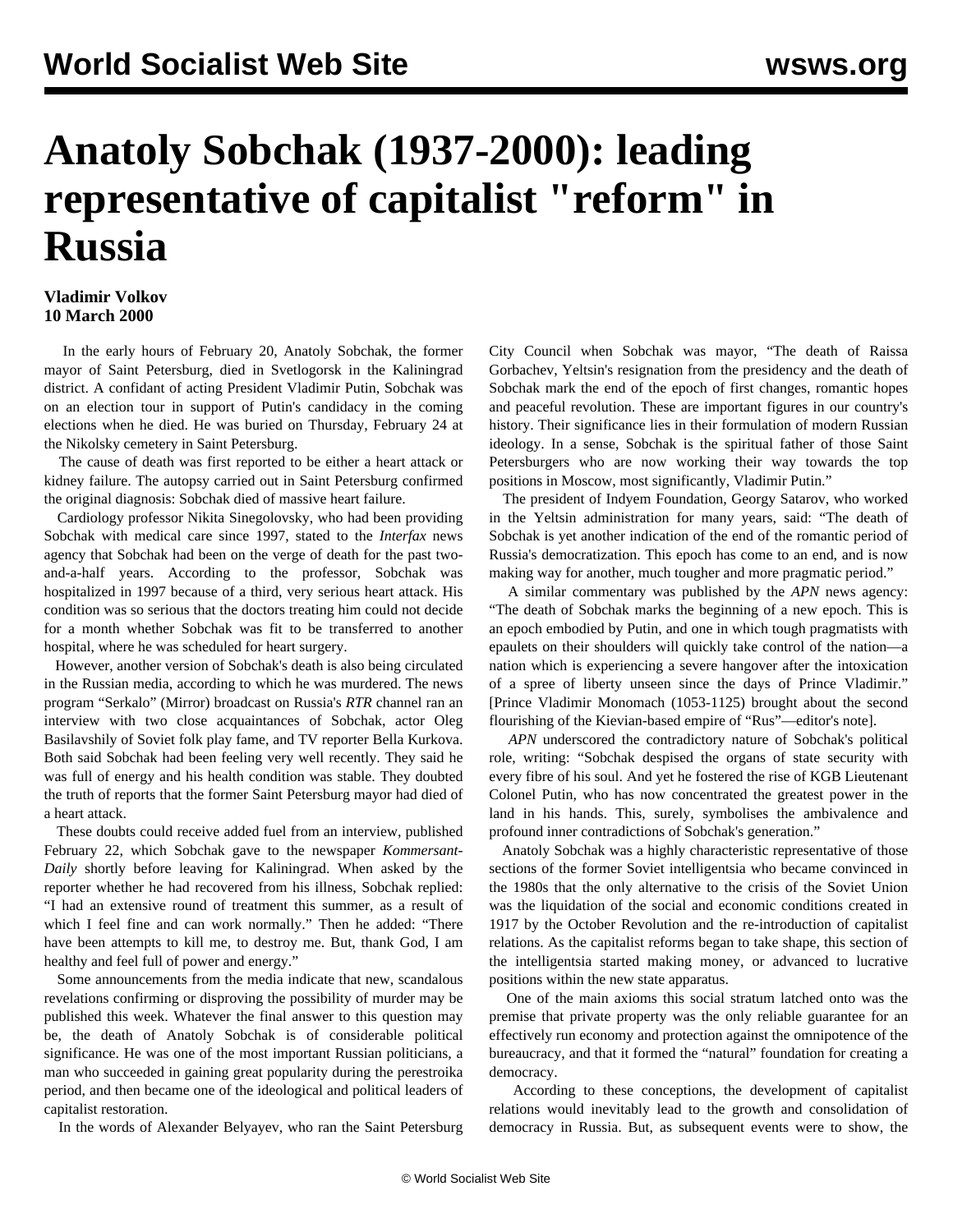# Anatoly Sobchak (1937-2000): leading representative of capitalist "reform" in Russia

**Vladimir Volkov**
**10 March 2000**

In the early hours of February 20, Anatoly Sobchak, the former mayor of Saint Petersburg, died in Svetlogorsk in the Kaliningrad district. A confidant of acting President Vladimir Putin, Sobchak was on an election tour in support of Putin's candidacy in the coming elections when he died. He was buried on Thursday, February 24 at the Nikolsky cemetery in Saint Petersburg.

The cause of death was first reported to be either a heart attack or kidney failure. The autopsy carried out in Saint Petersburg confirmed the original diagnosis: Sobchak died of massive heart failure.

Cardiology professor Nikita Sinegolovsky, who had been providing Sobchak with medical care since 1997, stated to the *Interfax* news agency that Sobchak had been on the verge of death for the past two-and-a-half years. According to the professor, Sobchak was hospitalized in 1997 because of a third, very serious heart attack. His condition was so serious that the doctors treating him could not decide for a month whether Sobchak was fit to be transferred to another hospital, where he was scheduled for heart surgery.

However, another version of Sobchak's death is also being circulated in the Russian media, according to which he was murdered. The news program "Serkalo" (Mirror) broadcast on Russia's *RTR* channel ran an interview with two close acquaintances of Sobchak, actor Oleg Basilavshily of Soviet folk play fame, and TV reporter Bella Kurkova. Both said Sobchak had been feeling very well recently. They said he was full of energy and his health condition was stable. They doubted the truth of reports that the former Saint Petersburg mayor had died of a heart attack.

These doubts could receive added fuel from an interview, published February 22, which Sobchak gave to the newspaper *Kommersant-Daily* shortly before leaving for Kaliningrad. When asked by the reporter whether he had recovered from his illness, Sobchak replied: "I had an extensive round of treatment this summer, as a result of which I feel fine and can work normally." Then he added: "There have been attempts to kill me, to destroy me. But, thank God, I am healthy and feel full of power and energy."

Some announcements from the media indicate that new, scandalous revelations confirming or disproving the possibility of murder may be published this week. Whatever the final answer to this question may be, the death of Anatoly Sobchak is of considerable political significance. He was one of the most important Russian politicians, a man who succeeded in gaining great popularity during the perestroika period, and then became one of the ideological and political leaders of capitalist restoration.

In the words of Alexander Belyayev, who ran the Saint Petersburg City Council when Sobchak was mayor, "The death of Raissa Gorbachev, Yeltsin's resignation from the presidency and the death of Sobchak mark the end of the epoch of first changes, romantic hopes and peaceful revolution. These are important figures in our country's history. Their significance lies in their formulation of modern Russian ideology. In a sense, Sobchak is the spiritual father of those Saint Petersburgers who are now working their way towards the top positions in Moscow, most significantly, Vladimir Putin."

The president of Indyem Foundation, Georgy Satarov, who worked in the Yeltsin administration for many years, said: "The death of Sobchak is yet another indication of the end of the romantic period of Russia's democratization. This epoch has come to an end, and is now making way for another, much tougher and more pragmatic period."

A similar commentary was published by the *APN* news agency: "The death of Sobchak marks the beginning of a new epoch. This is an epoch embodied by Putin, and one in which tough pragmatists with epaulets on their shoulders will quickly take control of the nation—a nation which is experiencing a severe hangover after the intoxication of a spree of liberty unseen since the days of Prince Vladimir." [Prince Vladimir Monomach (1053-1125) brought about the second flourishing of the Kievian-based empire of "Rus"—editor's note].

*APN* underscored the contradictory nature of Sobchak's political role, writing: "Sobchak despised the organs of state security with every fibre of his soul. And yet he fostered the rise of KGB Lieutenant Colonel Putin, who has now concentrated the greatest power in the land in his hands. This, surely, symbolises the ambivalence and profound inner contradictions of Sobchak's generation."

Anatoly Sobchak was a highly characteristic representative of those sections of the former Soviet intelligentsia who became convinced in the 1980s that the only alternative to the crisis of the Soviet Union was the liquidation of the social and economic conditions created in 1917 by the October Revolution and the re-introduction of capitalist relations. As the capitalist reforms began to take shape, this section of the intelligentsia started making money, or advanced to lucrative positions within the new state apparatus.

One of the main axioms this social stratum latched onto was the premise that private property was the only reliable guarantee for an effectively run economy and protection against the omnipotence of the bureaucracy, and that it formed the "natural" foundation for creating a democracy.

According to these conceptions, the development of capitalist relations would inevitably lead to the growth and consolidation of democracy in Russia. But, as subsequent events were to show, the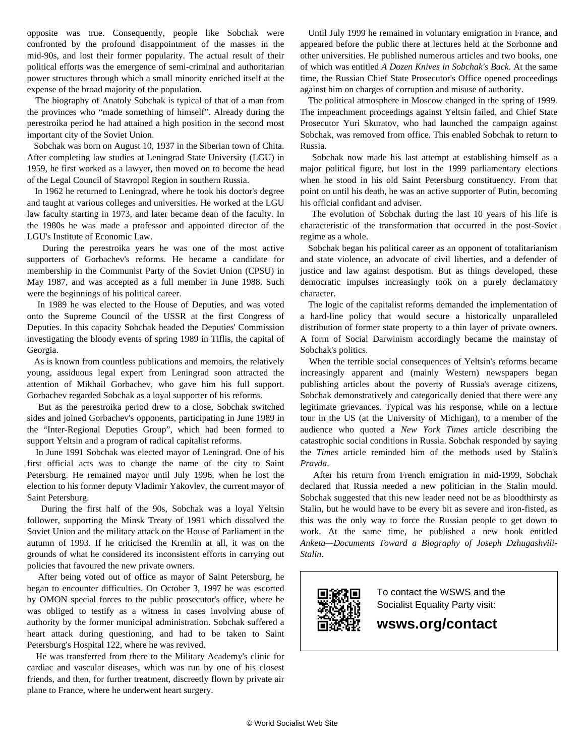opposite was true. Consequently, people like Sobchak were confronted by the profound disappointment of the masses in the mid-90s, and lost their former popularity. The actual result of their political efforts was the emergence of semi-criminal and authoritarian power structures through which a small minority enriched itself at the expense of the broad majority of the population.

The biography of Anatoly Sobchak is typical of that of a man from the provinces who "made something of himself". Already during the perestroika period he had attained a high position in the second most important city of the Soviet Union.

Sobchak was born on August 10, 1937 in the Siberian town of Chita. After completing law studies at Leningrad State University (LGU) in 1959, he first worked as a lawyer, then moved on to become the head of the Legal Council of Stavropol Region in southern Russia.

In 1962 he returned to Leningrad, where he took his doctor's degree and taught at various colleges and universities. He worked at the LGU law faculty starting in 1973, and later became dean of the faculty. In the 1980s he was made a professor and appointed director of the LGU's Institute of Economic Law.

During the perestroika years he was one of the most active supporters of Gorbachev's reforms. He became a candidate for membership in the Communist Party of the Soviet Union (CPSU) in May 1987, and was accepted as a full member in June 1988. Such were the beginnings of his political career.

In 1989 he was elected to the House of Deputies, and was voted onto the Supreme Council of the USSR at the first Congress of Deputies. In this capacity Sobchak headed the Deputies' Commission investigating the bloody events of spring 1989 in Tiflis, the capital of Georgia.

As is known from countless publications and memoirs, the relatively young, assiduous legal expert from Leningrad soon attracted the attention of Mikhail Gorbachev, who gave him his full support. Gorbachev regarded Sobchak as a loyal supporter of his reforms.

But as the perestroika period drew to a close, Sobchak switched sides and joined Gorbachev's opponents, participating in June 1989 in the "Inter-Regional Deputies Group", which had been formed to support Yeltsin and a program of radical capitalist reforms.

In June 1991 Sobchak was elected mayor of Leningrad. One of his first official acts was to change the name of the city to Saint Petersburg. He remained mayor until July 1996, when he lost the election to his former deputy Vladimir Yakovlev, the current mayor of Saint Petersburg.

During the first half of the 90s, Sobchak was a loyal Yeltsin follower, supporting the Minsk Treaty of 1991 which dissolved the Soviet Union and the military attack on the House of Parliament in the autumn of 1993. If he criticised the Kremlin at all, it was on the grounds of what he considered its inconsistent efforts in carrying out policies that favoured the new private owners.

After being voted out of office as mayor of Saint Petersburg, he began to encounter difficulties. On October 3, 1997 he was escorted by OMON special forces to the public prosecutor's office, where he was obliged to testify as a witness in cases involving abuse of authority by the former municipal administration. Sobchak suffered a heart attack during questioning, and had to be taken to Saint Petersburg's Hospital 122, where he was revived.

He was transferred from there to the Military Academy's clinic for cardiac and vascular diseases, which was run by one of his closest friends, and then, for further treatment, discreetly flown by private air plane to France, where he underwent heart surgery.

Until July 1999 he remained in voluntary emigration in France, and appeared before the public there at lectures held at the Sorbonne and other universities. He published numerous articles and two books, one of which was entitled *A Dozen Knives in Sobchak's Back*. At the same time, the Russian Chief State Prosecutor's Office opened proceedings against him on charges of corruption and misuse of authority.

The political atmosphere in Moscow changed in the spring of 1999. The impeachment proceedings against Yeltsin failed, and Chief State Prosecutor Yuri Skuratov, who had launched the campaign against Sobchak, was removed from office. This enabled Sobchak to return to Russia.

Sobchak now made his last attempt at establishing himself as a major political figure, but lost in the 1999 parliamentary elections when he stood in his old Saint Petersburg constituency. From that point on until his death, he was an active supporter of Putin, becoming his official confidant and adviser.

The evolution of Sobchak during the last 10 years of his life is characteristic of the transformation that occurred in the post-Soviet regime as a whole.

Sobchak began his political career as an opponent of totalitarianism and state violence, an advocate of civil liberties, and a defender of justice and law against despotism. But as things developed, these democratic impulses increasingly took on a purely declamatory character.

The logic of the capitalist reforms demanded the implementation of a hard-line policy that would secure a historically unparalleled distribution of former state property to a thin layer of private owners. A form of Social Darwinism accordingly became the mainstay of Sobchak's politics.

When the terrible social consequences of Yeltsin's reforms became increasingly apparent and (mainly Western) newspapers began publishing articles about the poverty of Russia's average citizens, Sobchak demonstratively and categorically denied that there were any legitimate grievances. Typical was his response, while on a lecture tour in the US (at the University of Michigan), to a member of the audience who quoted a *New York Times* article describing the catastrophic social conditions in Russia. Sobchak responded by saying the *Times* article reminded him of the methods used by Stalin's *Pravda*.

After his return from French emigration in mid-1999, Sobchak declared that Russia needed a new politician in the Stalin mould. Sobchak suggested that this new leader need not be as bloodthirsty as Stalin, but he would have to be every bit as severe and iron-fisted, as this was the only way to force the Russian people to get down to work. At the same time, he published a new book entitled *Anketa—Documents Toward a Biography of Joseph Dzhugashvili-Stalin*.

To contact the WSWS and the Socialist Equality Party visit:

**wsws.org/contact**